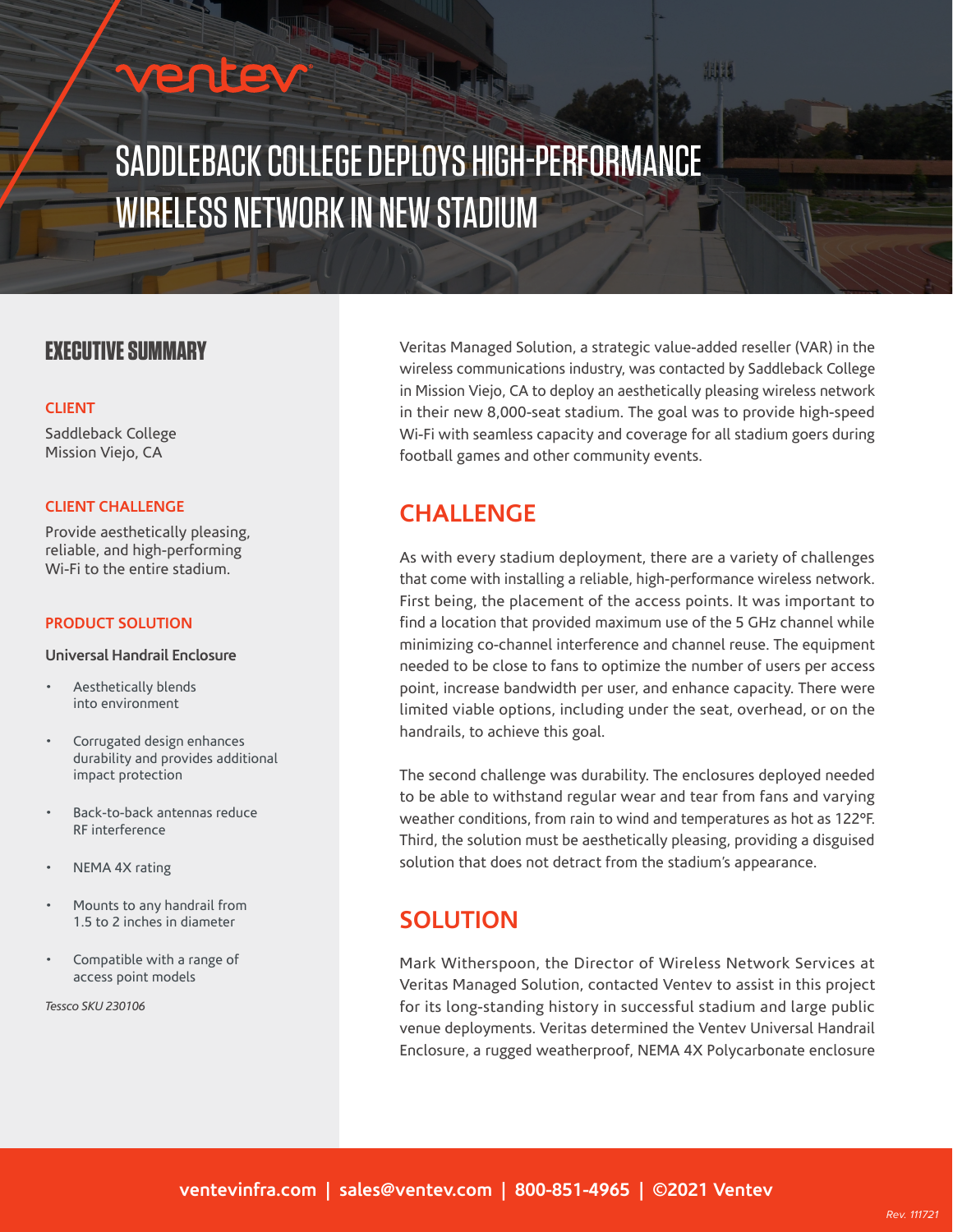# SADDLEBACK COLLEGE DEPLOYS HIGH-PERFORMANCE WIRELESS NETWORK IN NEW STADIUM

## EXECUTIVE SUMMARY

**CLIENT**

Saddleback College
Mission Viejo, CA

**CLIENT CHALLENGE**

Provide aesthetically pleasing, reliable, and high-performing Wi-Fi to the entire stadium.

**PRODUCT SOLUTION**

**Universal Handrail Enclosure**

- Aesthetically blends into environment
- Corrugated design enhances durability and provides additional impact protection
- Back-to-back antennas reduce RF interference
- NEMA 4X rating
- Mounts to any handrail from 1.5 to 2 inches in diameter
- Compatible with a range of access point models

*Tessco SKU 230106*

Veritas Managed Solution, a strategic value-added reseller (VAR) in the wireless communications industry, was contacted by Saddleback College in Mission Viejo, CA to deploy an aesthetically pleasing wireless network in their new 8,000-seat stadium. The goal was to provide high-speed Wi-Fi with seamless capacity and coverage for all stadium goers during football games and other community events.

## CHALLENGE

As with every stadium deployment, there are a variety of challenges that come with installing a reliable, high-performance wireless network. First being, the placement of the access points. It was important to find a location that provided maximum use of the 5 GHz channel while minimizing co-channel interference and channel reuse. The equipment needed to be close to fans to optimize the number of users per access point, increase bandwidth per user, and enhance capacity. There were limited viable options, including under the seat, overhead, or on the handrails, to achieve this goal.

The second challenge was durability. The enclosures deployed needed to be able to withstand regular wear and tear from fans and varying weather conditions, from rain to wind and temperatures as hot as 122°F. Third, the solution must be aesthetically pleasing, providing a disguised solution that does not detract from the stadium's appearance.

## SOLUTION

Mark Witherspoon, the Director of Wireless Network Services at Veritas Managed Solution, contacted Ventev to assist in this project for its long-standing history in successful stadium and large public venue deployments. Veritas determined the Ventev Universal Handrail Enclosure, a rugged weatherproof, NEMA 4X Polycarbonate enclosure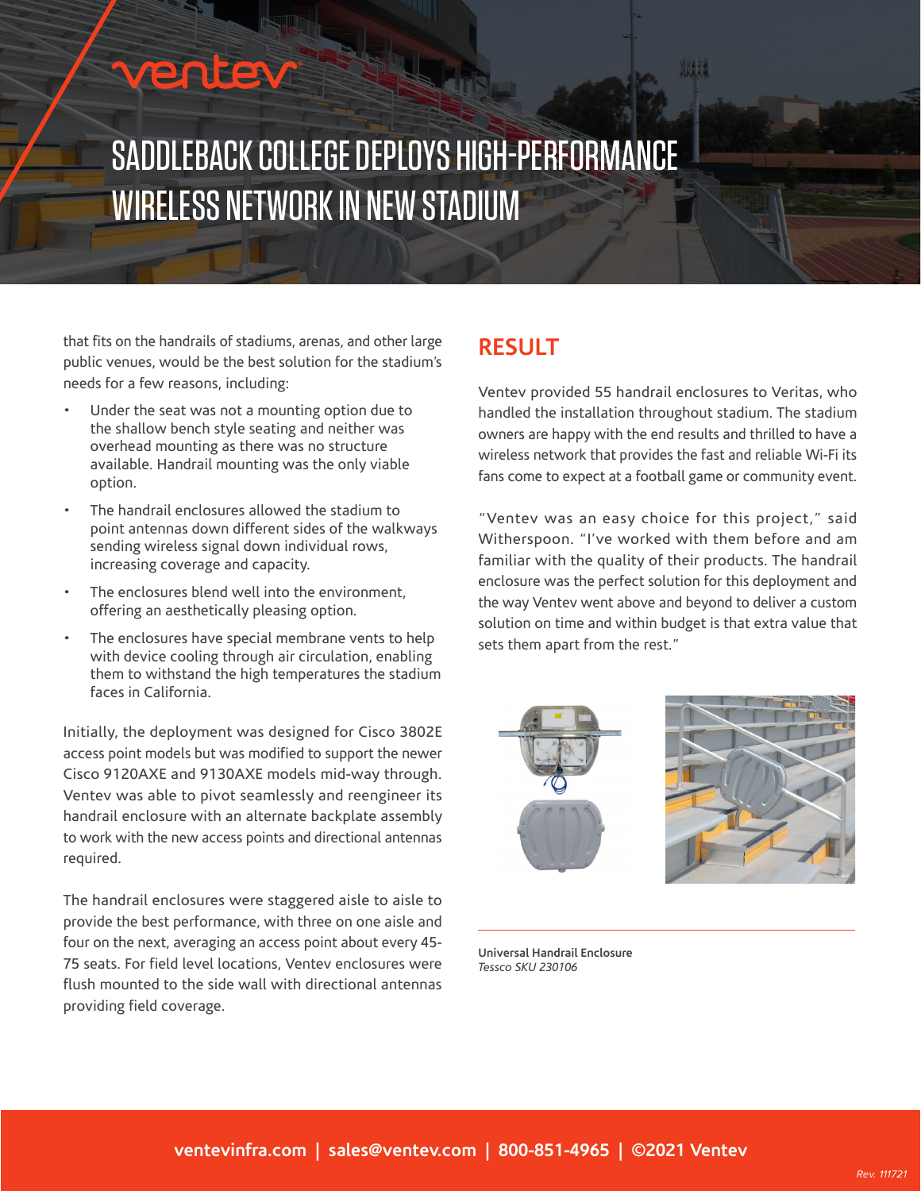# SADDLEBACK COLLEGE DEPLOYS HIGH-PERFORMANCE WIRELESS NETWORK IN NEW STADIUM

that fits on the handrails of stadiums, arenas, and other large public venues, would be the best solution for the stadium's needs for a few reasons, including:

- Under the seat was not a mounting option due to the shallow bench style seating and neither was overhead mounting as there was no structure available. Handrail mounting was the only viable option.
- The handrail enclosures allowed the stadium to point antennas down different sides of the walkways sending wireless signal down individual rows, increasing coverage and capacity.
- The enclosures blend well into the environment, offering an aesthetically pleasing option.
- The enclosures have special membrane vents to help with device cooling through air circulation, enabling them to withstand the high temperatures the stadium faces in California.

Initially, the deployment was designed for Cisco 3802E access point models but was modified to support the newer Cisco 9120AXE and 9130AXE models mid-way through. Ventev was able to pivot seamlessly and reengineer its handrail enclosure with an alternate backplate assembly to work with the new access points and directional antennas required.

The handrail enclosures were staggered aisle to aisle to provide the best performance, with three on one aisle and four on the next, averaging an access point about every 45-75 seats. For field level locations, Ventev enclosures were flush mounted to the side wall with directional antennas providing field coverage.

## RESULT

Ventev provided 55 handrail enclosures to Veritas, who handled the installation throughout stadium. The stadium owners are happy with the end results and thrilled to have a wireless network that provides the fast and reliable Wi-Fi its fans come to expect at a football game or community event.

"Ventev was an easy choice for this project," said Witherspoon. "I've worked with them before and am familiar with the quality of their products. The handrail enclosure was the perfect solution for this deployment and the way Ventev went above and beyond to deliver a custom solution on time and within budget is that extra value that sets them apart from the rest."

**Universal Handrail Enclosure**
*Tessco SKU 230106*

**ventevinfra.com | sales@ventev.com | 800-851-4965 | ©2021 Ventev**

*Rev. 111721*